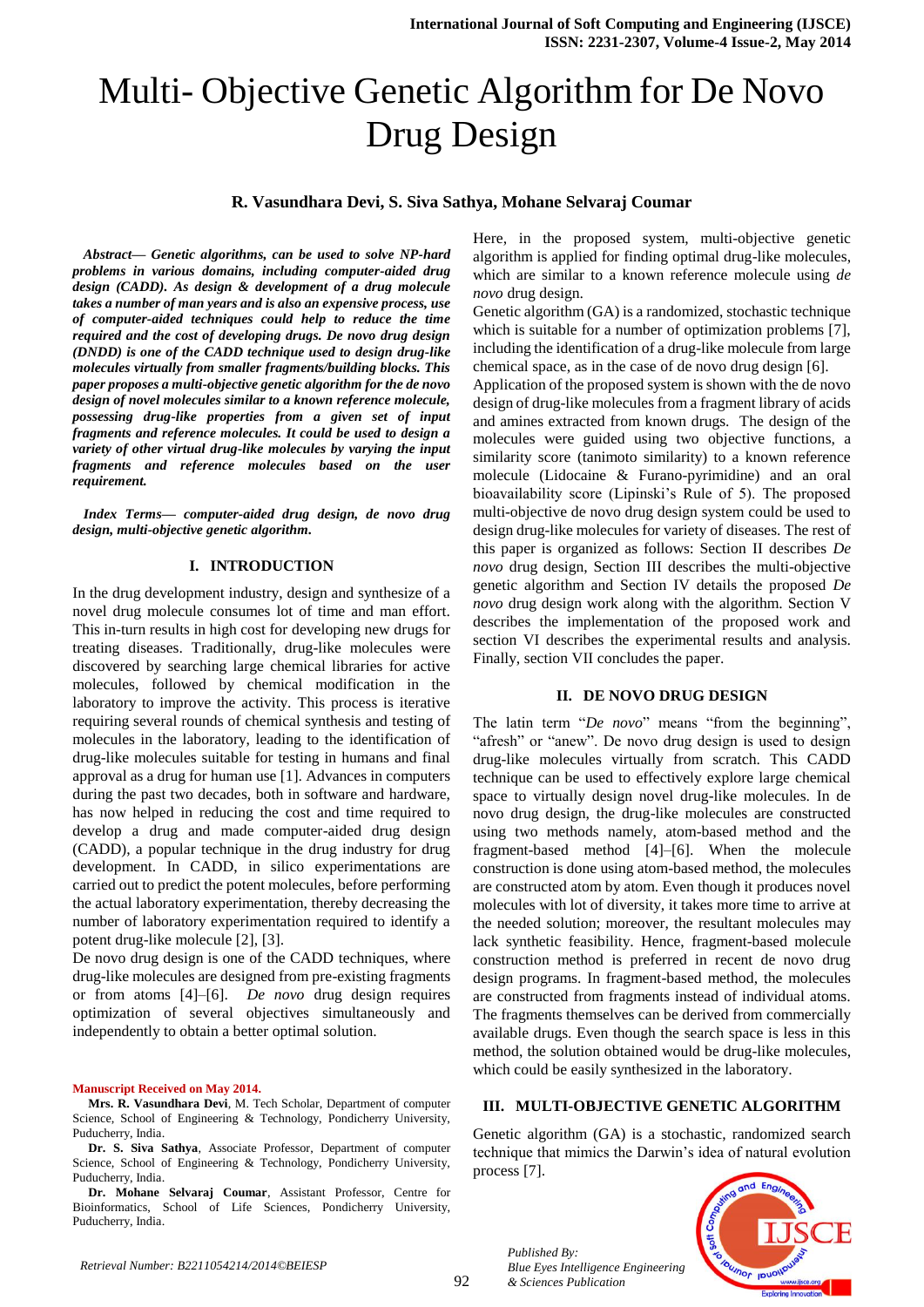# Multi- Objective Genetic Algorithm for De Novo Drug Design

**R. Vasundhara Devi, S. Siva Sathya, Mohane Selvaraj Coumar**

***Abstract*— *Genetic algorithms, can be used to solve NP-hard problems in various domains, including computer-aided drug design (CADD). As design & development of a drug molecule takes a number of man years and is also an expensive process, use of computer-aided techniques could help to reduce the time required and the cost of developing drugs. De novo drug design (DNDD) is one of the CADD technique used to design drug-like molecules virtually from smaller fragments/building blocks. This paper proposes a multi-objective genetic algorithm for the de novo design of novel molecules similar to a known reference molecule, possessing drug-like properties from a given set of input fragments and reference molecules. It could be used to design a variety of other virtual drug-like molecules by varying the input fragments and reference molecules based on the user requirement.***

***Index Terms*— *computer-aided drug design, de novo drug design, multi-objective genetic algorithm.***

## I. INTRODUCTION

In the drug development industry, design and synthesize of a novel drug molecule consumes lot of time and man effort. This in-turn results in high cost for developing new drugs for treating diseases. Traditionally, drug-like molecules were discovered by searching large chemical libraries for active molecules, followed by chemical modification in the laboratory to improve the activity. This process is iterative requiring several rounds of chemical synthesis and testing of molecules in the laboratory, leading to the identification of drug-like molecules suitable for testing in humans and final approval as a drug for human use [1]. Advances in computers during the past two decades, both in software and hardware, has now helped in reducing the cost and time required to develop a drug and made computer-aided drug design (CADD), a popular technique in the drug industry for drug development. In CADD, in silico experimentations are carried out to predict the potent molecules, before performing the actual laboratory experimentation, thereby decreasing the number of laboratory experimentation required to identify a potent drug-like molecule [2], [3].

De novo drug design is one of the CADD techniques, where drug-like molecules are designed from pre-existing fragments or from atoms [4]–[6]. *De novo* drug design requires optimization of several objectives simultaneously and independently to obtain a better optimal solution.

**Manuscript Received on May 2014.**

**Mrs. R. Vasundhara Devi**, M. Tech Scholar, Department of computer Science, School of Engineering & Technology, Pondicherry University, Puducherry, India.

**Dr. S. Siva Sathya**, Associate Professor, Department of computer Science, School of Engineering & Technology, Pondicherry University, Puducherry, India.

**Dr. Mohane Selvaraj Coumar**, Assistant Professor, Centre for Bioinformatics, School of Life Sciences, Pondicherry University, Puducherry, India.

Here, in the proposed system, multi-objective genetic algorithm is applied for finding optimal drug-like molecules, which are similar to a known reference molecule using *de novo* drug design.

Genetic algorithm (GA) is a randomized, stochastic technique which is suitable for a number of optimization problems [7], including the identification of a drug-like molecule from large chemical space, as in the case of de novo drug design [6].

Application of the proposed system is shown with the de novo design of drug-like molecules from a fragment library of acids and amines extracted from known drugs. The design of the molecules were guided using two objective functions, a similarity score (tanimoto similarity) to a known reference molecule (Lidocaine & Furano-pyrimidine) and an oral bioavailability score (Lipinski's Rule of 5). The proposed multi-objective de novo drug design system could be used to design drug-like molecules for variety of diseases. The rest of this paper is organized as follows: Section II describes *De novo* drug design, Section III describes the multi-objective genetic algorithm and Section IV details the proposed *De novo* drug design work along with the algorithm. Section V describes the implementation of the proposed work and section VI describes the experimental results and analysis. Finally, section VII concludes the paper.

## II. DE NOVO DRUG DESIGN

The latin term "*De novo*" means "from the beginning", "afresh" or "anew". De novo drug design is used to design drug-like molecules virtually from scratch. This CADD technique can be used to effectively explore large chemical space to virtually design novel drug-like molecules. In de novo drug design, the drug-like molecules are constructed using two methods namely, atom-based method and the fragment-based method [4]–[6]. When the molecule construction is done using atom-based method, the molecules are constructed atom by atom. Even though it produces novel molecules with lot of diversity, it takes more time to arrive at the needed solution; moreover, the resultant molecules may lack synthetic feasibility. Hence, fragment-based molecule construction method is preferred in recent de novo drug design programs. In fragment-based method, the molecules are constructed from fragments instead of individual atoms. The fragments themselves can be derived from commercially available drugs. Even though the search space is less in this method, the solution obtained would be drug-like molecules, which could be easily synthesized in the laboratory.

## III. MULTI-OBJECTIVE GENETIC ALGORITHM

Genetic algorithm (GA) is a stochastic, randomized search technique that mimics the Darwin's idea of natural evolution process [7].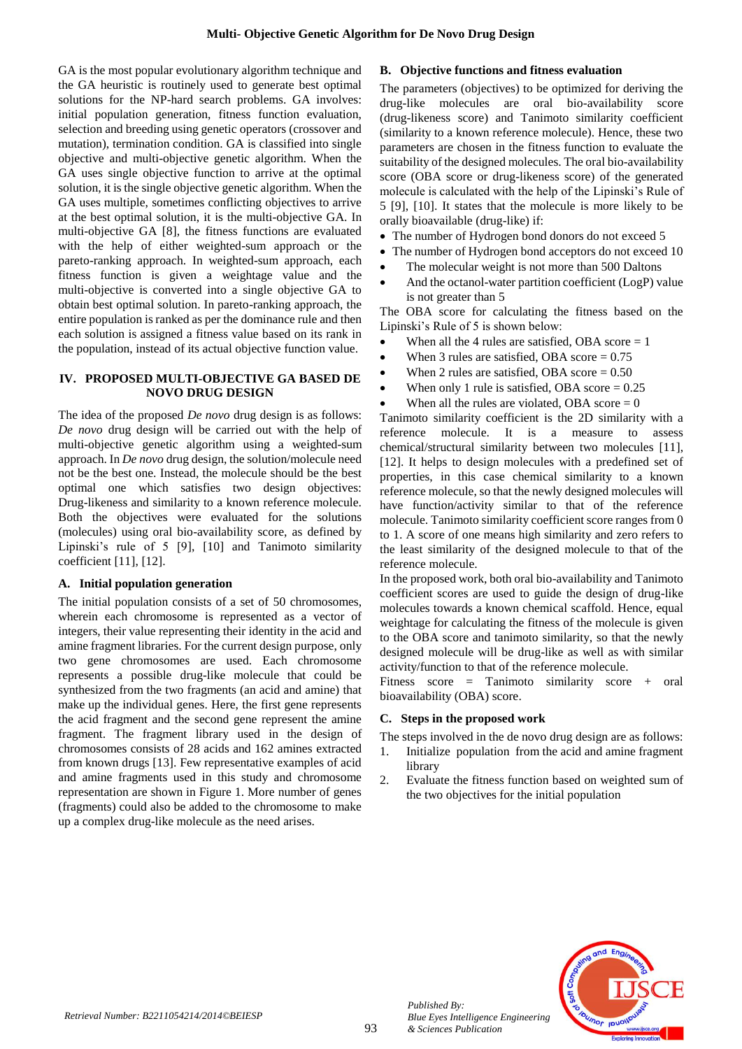GA is the most popular evolutionary algorithm technique and the GA heuristic is routinely used to generate best optimal solutions for the NP-hard search problems. GA involves: initial population generation, fitness function evaluation, selection and breeding using genetic operators (crossover and mutation), termination condition. GA is classified into single objective and multi-objective genetic algorithm. When the GA uses single objective function to arrive at the optimal solution, it is the single objective genetic algorithm. When the GA uses multiple, sometimes conflicting objectives to arrive at the best optimal solution, it is the multi-objective GA. In multi-objective GA [8], the fitness functions are evaluated with the help of either weighted-sum approach or the pareto-ranking approach. In weighted-sum approach, each fitness function is given a weightage value and the multi-objective is converted into a single objective GA to obtain best optimal solution. In pareto-ranking approach, the entire population is ranked as per the dominance rule and then each solution is assigned a fitness value based on its rank in the population, instead of its actual objective function value.

## IV. PROPOSED MULTI-OBJECTIVE GA BASED DE NOVO DRUG DESIGN

The idea of the proposed *De novo* drug design is as follows: *De novo* drug design will be carried out with the help of multi-objective genetic algorithm using a weighted-sum approach. In *De novo* drug design, the solution/molecule need not be the best one. Instead, the molecule should be the best optimal one which satisfies two design objectives: Drug-likeness and similarity to a known reference molecule. Both the objectives were evaluated for the solutions (molecules) using oral bio-availability score, as defined by Lipinski's rule of 5 [9], [10] and Tanimoto similarity coefficient [11], [12].

### A. Initial population generation

The initial population consists of a set of 50 chromosomes, wherein each chromosome is represented as a vector of integers, their value representing their identity in the acid and amine fragment libraries. For the current design purpose, only two gene chromosomes are used. Each chromosome represents a possible drug-like molecule that could be synthesized from the two fragments (an acid and amine) that make up the individual genes. Here, the first gene represents the acid fragment and the second gene represent the amine fragment. The fragment library used in the design of chromosomes consists of 28 acids and 162 amines extracted from known drugs [13]. Few representative examples of acid and amine fragments used in this study and chromosome representation are shown in Figure 1. More number of genes (fragments) could also be added to the chromosome to make up a complex drug-like molecule as the need arises.

### B. Objective functions and fitness evaluation

The parameters (objectives) to be optimized for deriving the drug-like molecules are oral bio-availability score (drug-likeness score) and Tanimoto similarity coefficient (similarity to a known reference molecule). Hence, these two parameters are chosen in the fitness function to evaluate the suitability of the designed molecules. The oral bio-availability score (OBA score or drug-likeness score) of the generated molecule is calculated with the help of the Lipinski's Rule of 5 [9], [10]. It states that the molecule is more likely to be orally bioavailable (drug-like) if:

- The number of Hydrogen bond donors do not exceed 5
- The number of Hydrogen bond acceptors do not exceed 10
- The molecular weight is not more than 500 Daltons
- And the octanol-water partition coefficient (LogP) value is not greater than 5

The OBA score for calculating the fitness based on the Lipinski's Rule of 5 is shown below:

- When all the 4 rules are satisfied, OBA score = 1
- When 3 rules are satisfied, OBA score = 0.75
- When 2 rules are satisfied, OBA score = 0.50
- When only 1 rule is satisfied, OBA score = 0.25
- When all the rules are violated, OBA score = 0

Tanimoto similarity coefficient is the 2D similarity with a reference molecule. It is a measure to assess chemical/structural similarity between two molecules [11], [12]. It helps to design molecules with a predefined set of properties, in this case chemical similarity to a known reference molecule, so that the newly designed molecules will have function/activity similar to that of the reference molecule. Tanimoto similarity coefficient score ranges from 0 to 1. A score of one means high similarity and zero refers to the least similarity of the designed molecule to that of the reference molecule.

In the proposed work, both oral bio-availability and Tanimoto coefficient scores are used to guide the design of drug-like molecules towards a known chemical scaffold. Hence, equal weightage for calculating the fitness of the molecule is given to the OBA score and tanimoto similarity, so that the newly designed molecule will be drug-like as well as with similar activity/function to that of the reference molecule.

Fitness score = Tanimoto similarity score + oral bioavailability (OBA) score.

### C. Steps in the proposed work

The steps involved in the de novo drug design are as follows:

1. Initialize population from the acid and amine fragment library
2. Evaluate the fitness function based on weighted sum of the two objectives for the initial population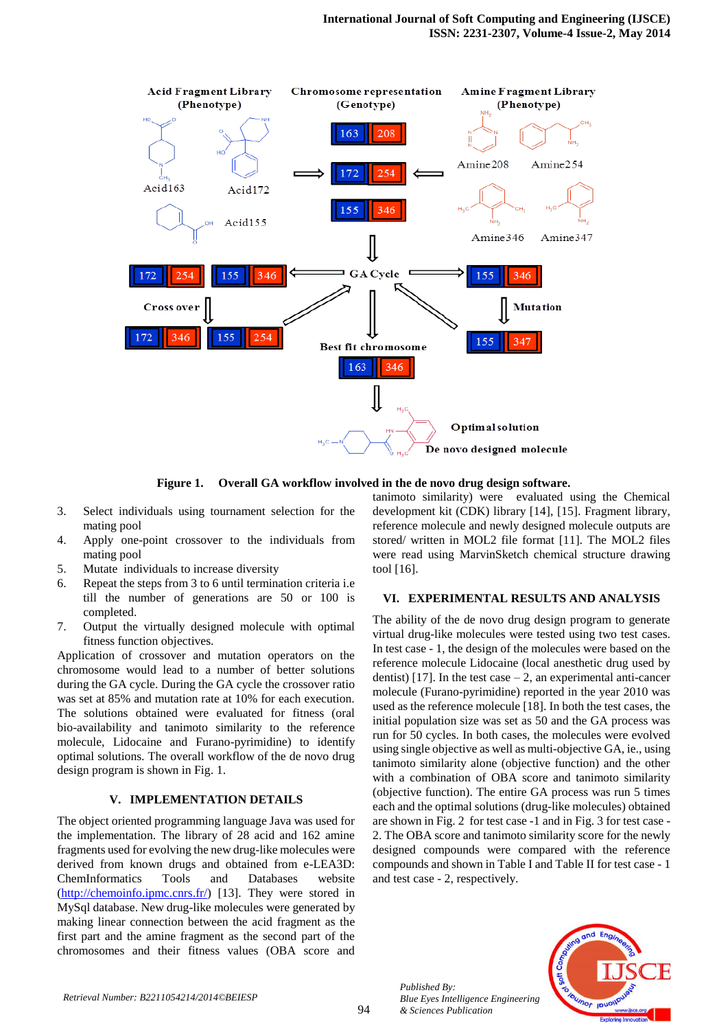**Figure 1. Overall GA workflow involved in the de novo drug design software.**

3. Select individuals using tournament selection for the mating pool
4. Apply one-point crossover to the individuals from mating pool
5. Mutate individuals to increase diversity
6. Repeat the steps from 3 to 6 until termination criteria i.e till the number of generations are 50 or 100 is completed.
7. Output the virtually designed molecule with optimal fitness function objectives.

Application of crossover and mutation operators on the chromosome would lead to a number of better solutions during the GA cycle. During the GA cycle the crossover ratio was set at 85% and mutation rate at 10% for each execution. The solutions obtained were evaluated for fitness (oral bio-availability and tanimoto similarity to the reference molecule, Lidocaine and Furano-pyrimidine) to identify optimal solutions. The overall workflow of the de novo drug design program is shown in Fig. 1.

## V. IMPLEMENTATION DETAILS

The object oriented programming language Java was used for the implementation. The library of 28 acid and 162 amine fragments used for evolving the new drug-like molecules were derived from known drugs and obtained from e-LEA3D: ChemInformatics Tools and Databases website (http://chemoinfo.ipmc.cnrs.fr/) [13]. They were stored in MySql database. New drug-like molecules were generated by making linear connection between the acid fragment as the first part and the amine fragment as the second part of the chromosomes and their fitness values (OBA score and tanimoto similarity) were evaluated using the Chemical development kit (CDK) library [14], [15]. Fragment library, reference molecule and newly designed molecule outputs are stored/ written in MOL2 file format [11]. The MOL2 files were read using MarvinSketch chemical structure drawing tool [16].

## VI. EXPERIMENTAL RESULTS AND ANALYSIS

The ability of the de novo drug design program to generate virtual drug-like molecules were tested using two test cases. In test case - 1, the design of the molecules were based on the reference molecule Lidocaine (local anesthetic drug used by dentist) [17]. In the test case – 2, an experimental anti-cancer molecule (Furano-pyrimidine) reported in the year 2010 was used as the reference molecule [18]. In both the test cases, the initial population size was set as 50 and the GA process was run for 50 cycles. In both cases, the molecules were evolved using single objective as well as multi-objective GA, ie., using tanimoto similarity alone (objective function) and the other with a combination of OBA score and tanimoto similarity (objective function). The entire GA process was run 5 times each and the optimal solutions (drug-like molecules) obtained are shown in Fig. 2 for test case -1 and in Fig. 3 for test case - 2. The OBA score and tanimoto similarity score for the newly designed compounds were compared with the reference compounds and shown in Table I and Table II for test case - 1 and test case - 2, respectively.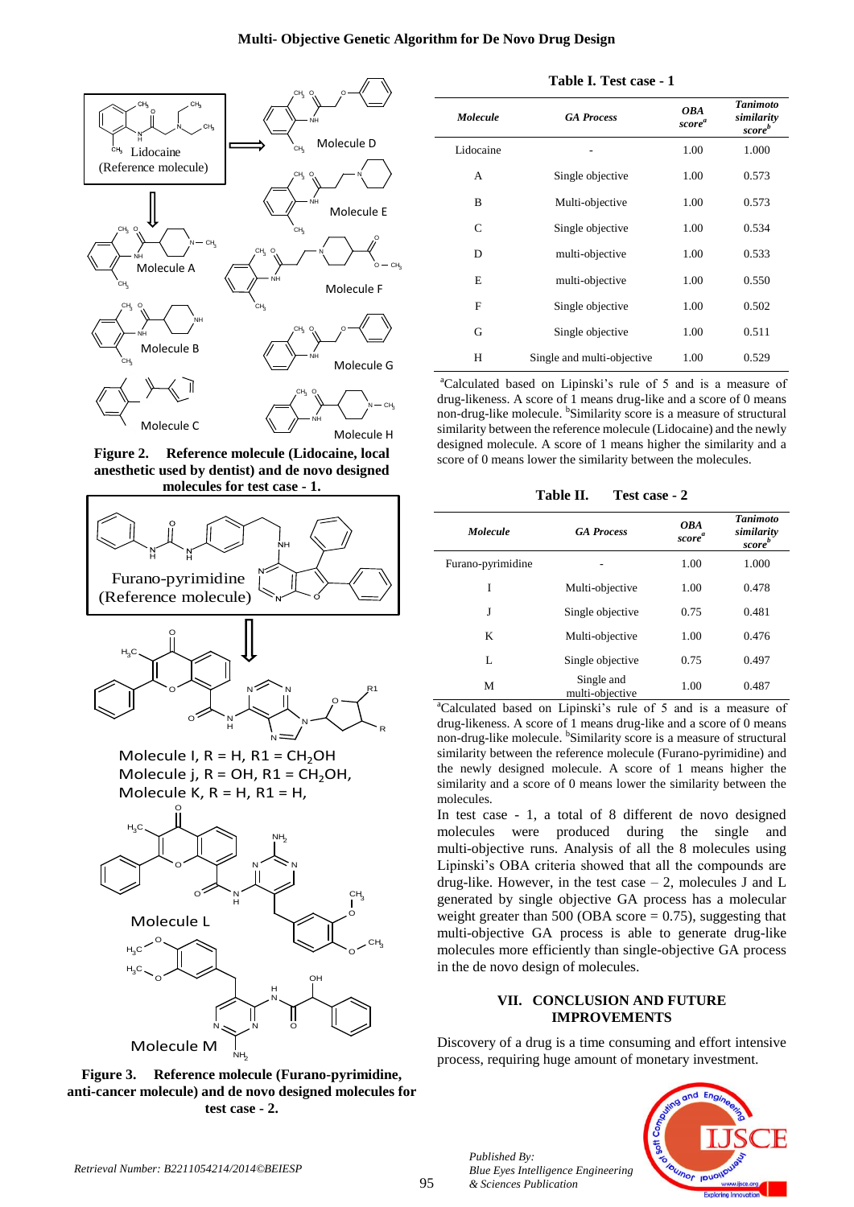Figure 2. Reference molecule (Lidocaine, local anesthetic used by dentist) and de novo designed molecules for test case - 1.

Figure 3. Reference molecule (Furano-pyrimidine, anti-cancer molecule) and de novo designed molecules for test case - 2.

**Table I. Test case - 1**

| *Molecule* | *GA Process* | *OBA score*[a] | *Tanimoto similarity score*[b] |
|---|---|---|---|
| Lidocaine | - | 1.00 | 1.000 |
| A | Single objective | 1.00 | 0.573 |
| B | Multi-objective | 1.00 | 0.573 |
| C | Single objective | 1.00 | 0.534 |
| D | multi-objective | 1.00 | 0.533 |
| E | multi-objective | 1.00 | 0.550 |
| F | Single objective | 1.00 | 0.502 |
| G | Single objective | 1.00 | 0.511 |
| H | Single and multi-objective | 1.00 | 0.529 |

[a]Calculated based on Lipinski's rule of 5 and is a measure of drug-likeness. A score of 1 means drug-like and a score of 0 means non-drug-like molecule. [b]Similarity score is a measure of structural similarity between the reference molecule (Lidocaine) and the newly designed molecule. A score of 1 means higher the similarity and a score of 0 means lower the similarity between the molecules.

**Table II. Test case - 2**

| *Molecule* | *GA Process* | *OBA score*[a] | *Tanimoto similarity score*[b] |
|---|---|---|---|
| Furano-pyrimidine | - | 1.00 | 1.000 |
| I | Multi-objective | 1.00 | 0.478 |
| J | Single objective | 0.75 | 0.481 |
| K | Multi-objective | 1.00 | 0.476 |
| L | Single objective | 0.75 | 0.497 |
| M | Single and multi-objective | 1.00 | 0.487 |

[a]Calculated based on Lipinski's rule of 5 and is a measure of drug-likeness. A score of 1 means drug-like and a score of 0 means non-drug-like molecule. [b]Similarity score is a measure of structural similarity between the reference molecule (Furano-pyrimidine) and the newly designed molecule. A score of 1 means higher the similarity and a score of 0 means lower the similarity between the molecules.

In test case - 1, a total of 8 different de novo designed molecules were produced during the single and multi-objective runs. Analysis of all the 8 molecules using Lipinski's OBA criteria showed that all the compounds are drug-like. However, in the test case – 2, molecules J and L generated by single objective GA process has a molecular weight greater than 500 (OBA score = 0.75), suggesting that multi-objective GA process is able to generate drug-like molecules more efficiently than single-objective GA process in the de novo design of molecules.

## VII. CONCLUSION AND FUTURE IMPROVEMENTS

Discovery of a drug is a time consuming and effort intensive process, requiring huge amount of monetary investment.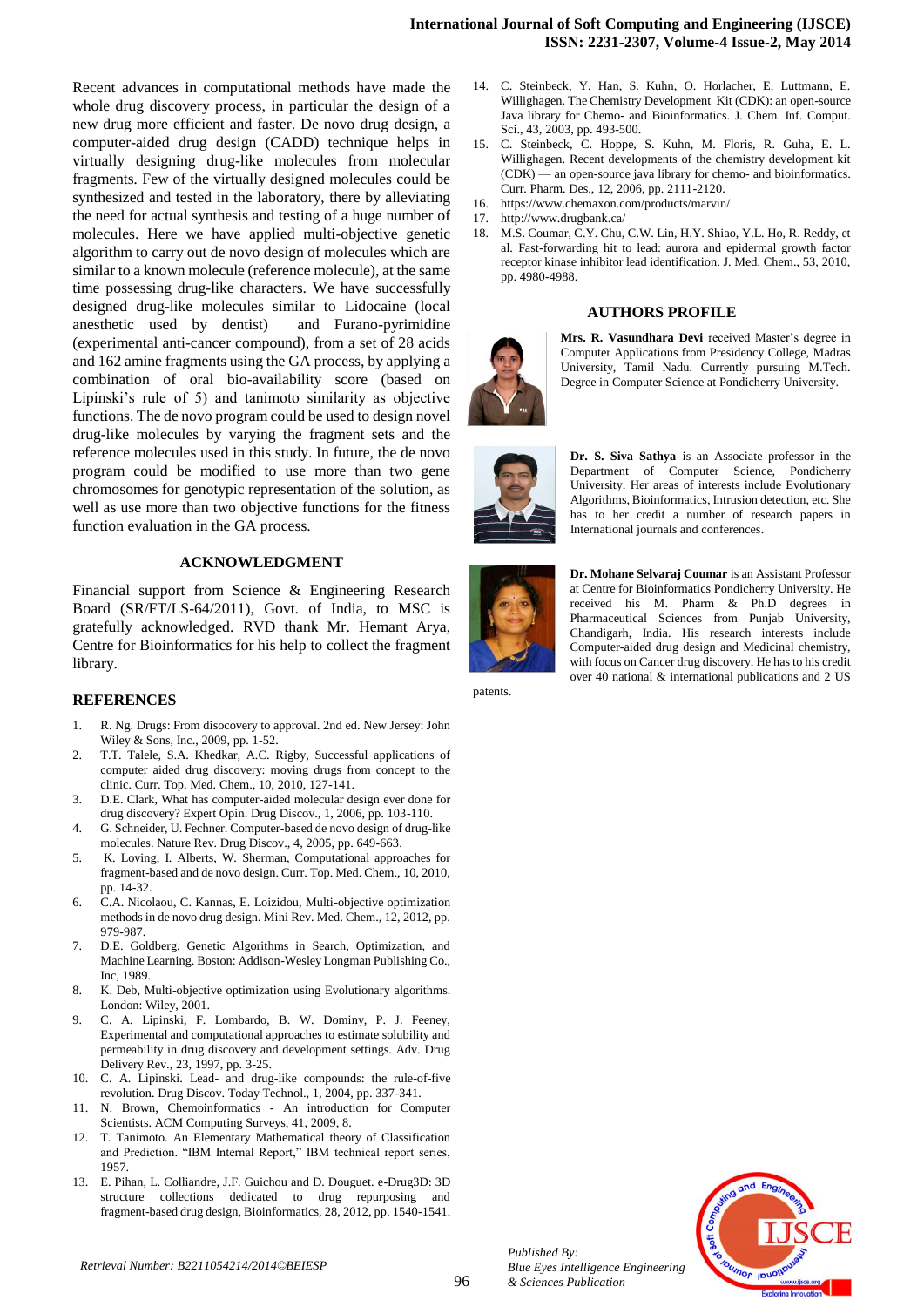Recent advances in computational methods have made the whole drug discovery process, in particular the design of a new drug more efficient and faster. De novo drug design, a computer-aided drug design (CADD) technique helps in virtually designing drug-like molecules from molecular fragments. Few of the virtually designed molecules could be synthesized and tested in the laboratory, there by alleviating the need for actual synthesis and testing of a huge number of molecules. Here we have applied multi-objective genetic algorithm to carry out de novo design of molecules which are similar to a known molecule (reference molecule), at the same time possessing drug-like characters. We have successfully designed drug-like molecules similar to Lidocaine (local anesthetic used by dentist) and Furano-pyrimidine (experimental anti-cancer compound), from a set of 28 acids and 162 amine fragments using the GA process, by applying a combination of oral bio-availability score (based on Lipinski's rule of 5) and tanimoto similarity as objective functions. The de novo program could be used to design novel drug-like molecules by varying the fragment sets and the reference molecules used in this study. In future, the de novo program could be modified to use more than two gene chromosomes for genotypic representation of the solution, as well as use more than two objective functions for the fitness function evaluation in the GA process.

## ACKNOWLEDGMENT

Financial support from Science & Engineering Research Board (SR/FT/LS-64/2011), Govt. of India, to MSC is gratefully acknowledged. RVD thank Mr. Hemant Arya, Centre for Bioinformatics for his help to collect the fragment library.

## REFERENCES

1. R. Ng. Drugs: From disocovery to approval. 2nd ed. New Jersey: John Wiley & Sons, Inc., 2009, pp. 1-52.
2. T.T. Talele, S.A. Khedkar, A.C. Rigby, Successful applications of computer aided drug discovery: moving drugs from concept to the clinic. Curr. Top. Med. Chem., 10, 2010, 127-141.
3. D.E. Clark, What has computer-aided molecular design ever done for drug discovery? Expert Opin. Drug Discov., 1, 2006, pp. 103-110.
4. G. Schneider, U. Fechner. Computer-based de novo design of drug-like molecules. Nature Rev. Drug Discov., 4, 2005, pp. 649-663.
5. K. Loving, I. Alberts, W. Sherman, Computational approaches for fragment-based and de novo design. Curr. Top. Med. Chem., 10, 2010, pp. 14-32.
6. C.A. Nicolaou, C. Kannas, E. Loizidou, Multi-objective optimization methods in de novo drug design. Mini Rev. Med. Chem., 12, 2012, pp. 979-987.
7. D.E. Goldberg. Genetic Algorithms in Search, Optimization, and Machine Learning. Boston: Addison-Wesley Longman Publishing Co., Inc, 1989.
8. K. Deb, Multi-objective optimization using Evolutionary algorithms. London: Wiley, 2001.
9. C. A. Lipinski, F. Lombardo, B. W. Dominy, P. J. Feeney, Experimental and computational approaches to estimate solubility and permeability in drug discovery and development settings. Adv. Drug Delivery Rev., 23, 1997, pp. 3-25.
10. C. A. Lipinski. Lead- and drug-like compounds: the rule-of-five revolution. Drug Discov. Today Technol., 1, 2004, pp. 337-341.
11. N. Brown, Chemoinformatics - An introduction for Computer Scientists. ACM Computing Surveys, 41, 2009, 8.
12. T. Tanimoto. An Elementary Mathematical theory of Classification and Prediction. "IBM Internal Report," IBM technical report series, 1957.
13. E. Pihan, L. Colliandre, J.F. Guichou and D. Douguet. e-Drug3D: 3D structure collections dedicated to drug repurposing and fragment-based drug design, Bioinformatics, 28, 2012, pp. 1540-1541.
14. C. Steinbeck, Y. Han, S. Kuhn, O. Horlacher, E. Luttmann, E. Willighagen. The Chemistry Development Kit (CDK): an open-source Java library for Chemo- and Bioinformatics. J. Chem. Inf. Comput. Sci., 43, 2003, pp. 493-500.
15. C. Steinbeck, C. Hoppe, S. Kuhn, M. Floris, R. Guha, E. L. Willighagen. Recent developments of the chemistry development kit (CDK) — an open-source java library for chemo- and bioinformatics. Curr. Pharm. Des., 12, 2006, pp. 2111-2120.
16. https://www.chemaxon.com/products/marvin/
17. http://www.drugbank.ca/
18. M.S. Coumar, C.Y. Chu, C.W. Lin, H.Y. Shiao, Y.L. Ho, R. Reddy, et al. Fast-forwarding hit to lead: aurora and epidermal growth factor receptor kinase inhibitor lead identification. J. Med. Chem., 53, 2010, pp. 4980-4988.

## AUTHORS PROFILE

**Mrs. R. Vasundhara Devi** received Master's degree in Computer Applications from Presidency College, Madras University, Tamil Nadu. Currently pursuing M.Tech. Degree in Computer Science at Pondicherry University.

**Dr. S. Siva Sathya** is an Associate professor in the Department of Computer Science, Pondicherry University. Her areas of interests include Evolutionary Algorithms, Bioinformatics, Intrusion detection, etc. She has to her credit a number of research papers in International journals and conferences.

**Dr. Mohane Selvaraj Coumar** is an Assistant Professor at Centre for Bioinformatics Pondicherry University. He received his M. Pharm & Ph.D degrees in Pharmaceutical Sciences from Punjab University, Chandigarh, India. His research interests include Computer-aided drug design and Medicinal chemistry, with focus on Cancer drug discovery. He has to his credit over 40 national & international publications and 2 US patents.